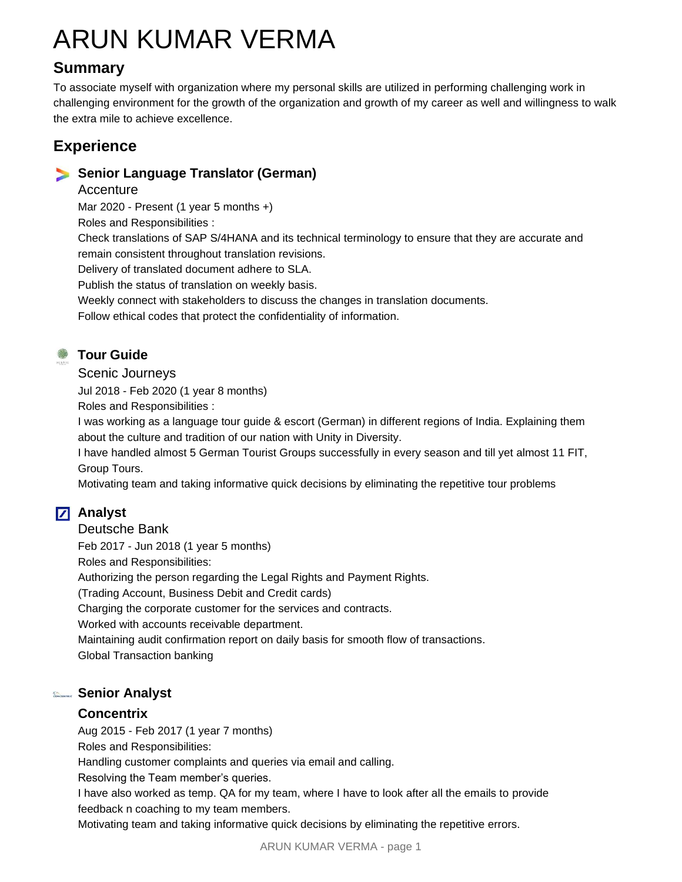# ARUN KUMAR VERMA

## Summary

To associate myself with organization where my personal skills are utilized in performing challenging work in challenging environment for the growth of the organization and growth of my career as well and willingness to walk the extra mile to achieve excellence.

## Experience

### Senior Language Translator (German)

Accenture

Mar 2020 - Present (1 year 5 months +)

Roles and Responsibilities :

Check translations of SAP S/4HANA and its technical terminology to ensure that they are accurate and remain consistent throughout translation revisions.

Delivery of translated document adhere to SLA.

Publish the status of translation on weekly basis.

Weekly connect with stakeholders to discuss the changes in translation documents.

Follow ethical codes that protect the confidentiality of information.

### Tour Guide

Scenic Journeys

Jul 2018 - Feb 2020 (1 year 8 months)

Roles and Responsibilities :

I was working as a language tour guide & escort (German) in different regions of India. Explaining them about the culture and tradition of our nation with Unity in Diversity.

I have handled almost 5 German Tourist Groups successfully in every season and till yet almost 11 FIT, Group Tours.

Motivating team and taking informative quick decisions by eliminating the repetitive tour problems

### Analyst

Deutsche Bank

Feb 2017 - Jun 2018 (1 year 5 months)

Roles and Responsibilities:

Authorizing the person regarding the Legal Rights and Payment Rights.

(Trading Account, Business Debit and Credit cards)

Charging the corporate customer for the services and contracts.

Worked with accounts receivable department.

Maintaining audit confirmation report on daily basis for smooth flow of transactions.

Global Transaction banking

### Senior Analyst

**Concentrix**

Aug 2015 - Feb 2017 (1 year 7 months)

Roles and Responsibilities:

Handling customer complaints and queries via email and calling.

Resolving the Team member's queries.

I have also worked as temp. QA for my team, where I have to look after all the emails to provide feedback n coaching to my team members.

Motivating team and taking informative quick decisions by eliminating the repetitive errors.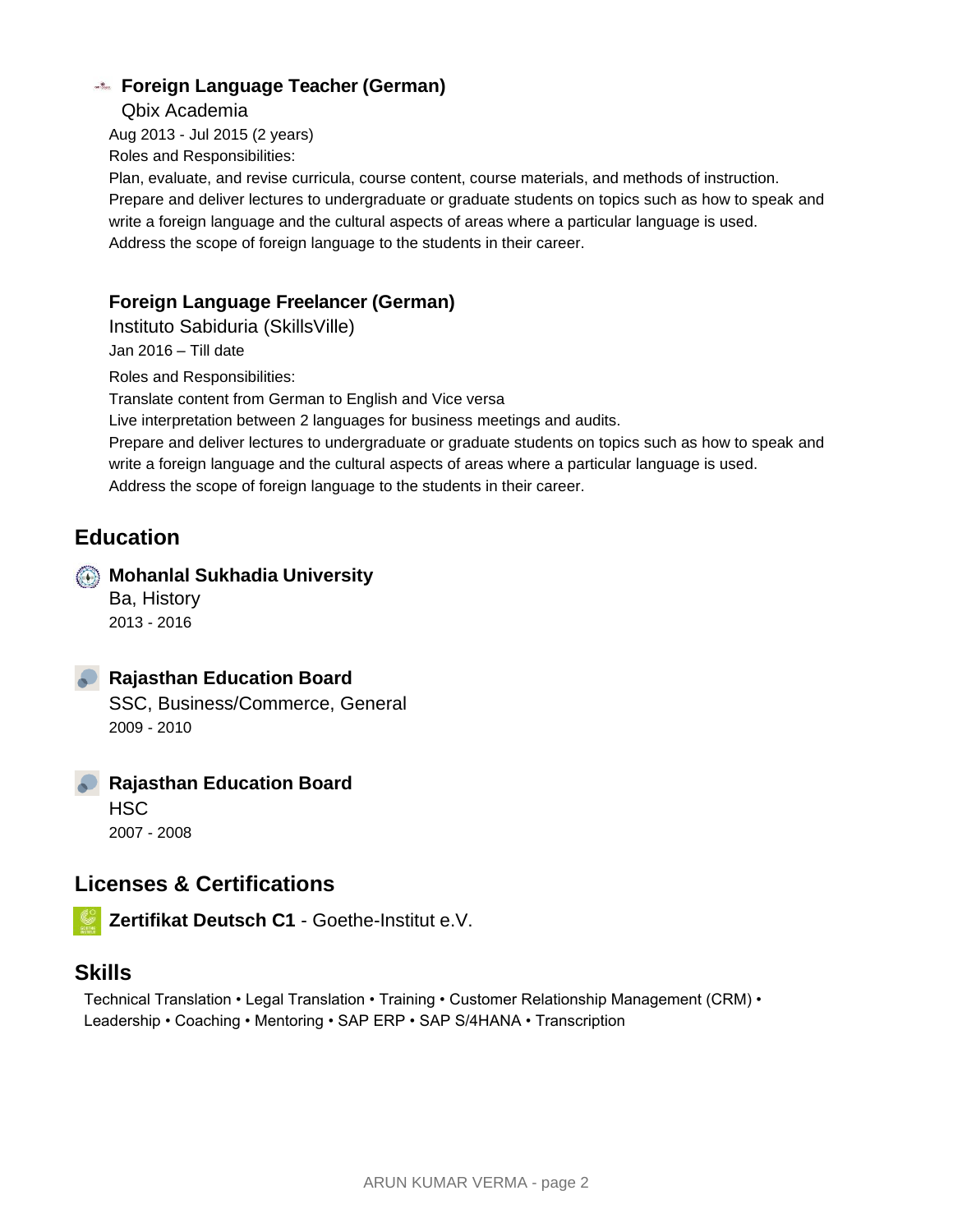### Foreign Language Teacher (German)

Qbix Academia

Aug 2013 - Jul 2015 (2 years)

Roles and Responsibilities:

Plan, evaluate, and revise curricula, course content, course materials, and methods of instruction.

Prepare and deliver lectures to undergraduate or graduate students on topics such as how to speak and write a foreign language and the cultural aspects of areas where a particular language is used.

Address the scope of foreign language to the students in their career.

### Foreign Language Freelancer (German)

Instituto Sabiduria (SkillsVille)

Jan 2016 – Till date

Roles and Responsibilities:

Translate content from German to English and Vice versa

Live interpretation between 2 languages for business meetings and audits.

Prepare and deliver lectures to undergraduate or graduate students on topics such as how to speak and write a foreign language and the cultural aspects of areas where a particular language is used.

Address the scope of foreign language to the students in their career.

## Education

### Mohanlal Sukhadia University

Ba, History

2013 - 2016

### Rajasthan Education Board

SSC, Business/Commerce, General

2009 - 2010

### Rajasthan Education Board

HSC

2007 - 2008

## Licenses & Certifications

**Zertifikat Deutsch C1** - Goethe-Institut e.V.

## Skills

Technical Translation • Legal Translation • Training • Customer Relationship Management (CRM) • Leadership • Coaching • Mentoring • SAP ERP • SAP S/4HANA • Transcription